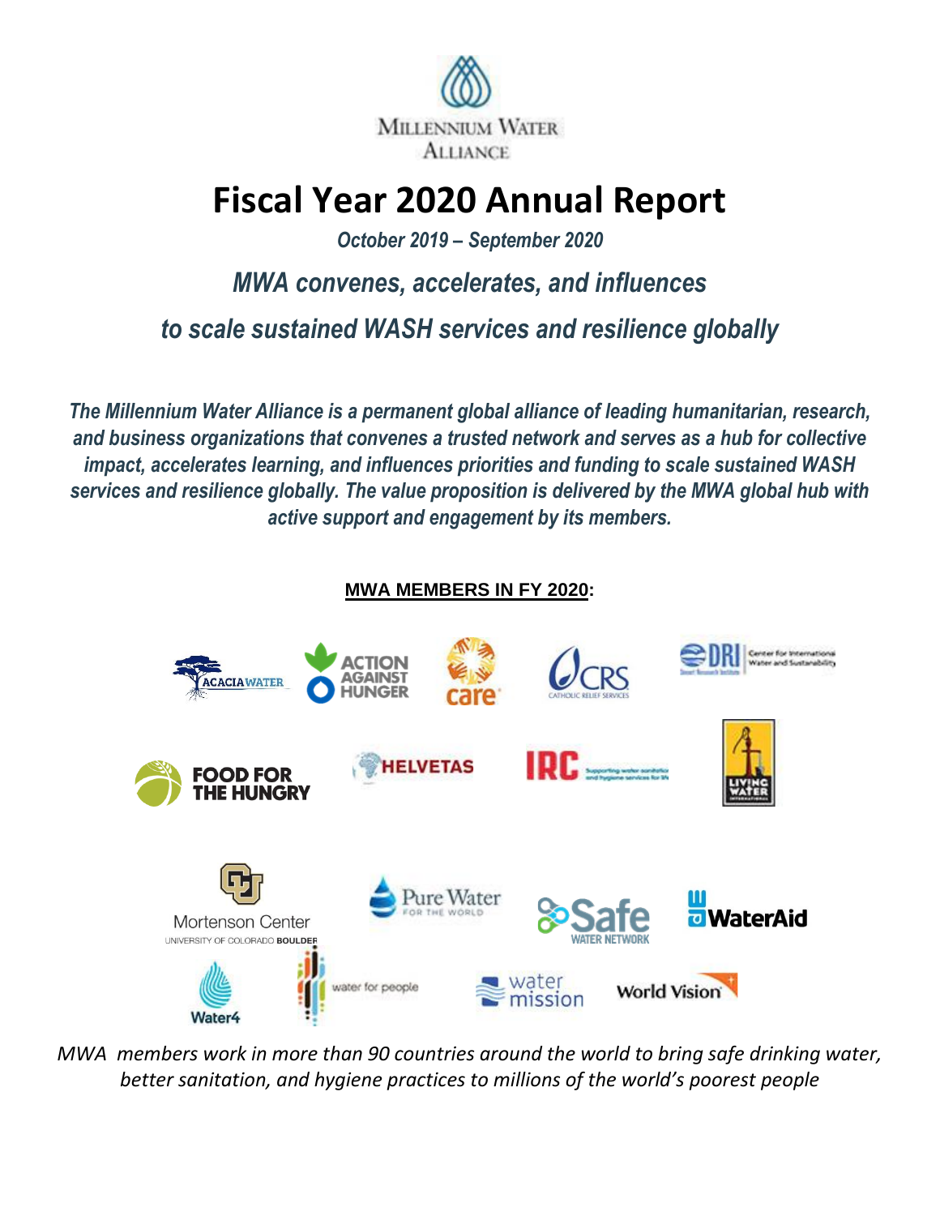MILLENNIUM WATER ALLIANCE

# Fiscal Year 2020 Annual Report

***October 2019 – September 2020***

## *MWA convenes, accelerates, and influences to scale sustained WASH services and resilience globally*

***The Millennium Water Alliance is a permanent global alliance of leading humanitarian, research, and business organizations that convenes a trusted network and serves as a hub for collective impact, accelerates learning, and influences priorities and funding to scale sustained WASH services and resilience globally. The value proposition is delivered by the MWA global hub with active support and engagement by its members.***

**MWA MEMBERS IN FY 2020:**

- Acacia Water
- Action Against Hunger
- CARE
- CRS Catholic Relief Services
- DRI Center for International Water and Sustainability
- Food for the Hungry
- Helvetas
- IRC
- Living Water International
- Mortenson Center, University of Colorado Boulder
- Pure Water for the World
- Safe Water Network
- WaterAid
- Water4
- Water for People
- Water Mission
- World Vision

*MWA members work in more than 90 countries around the world to bring safe drinking water, better sanitation, and hygiene practices to millions of the world's poorest people*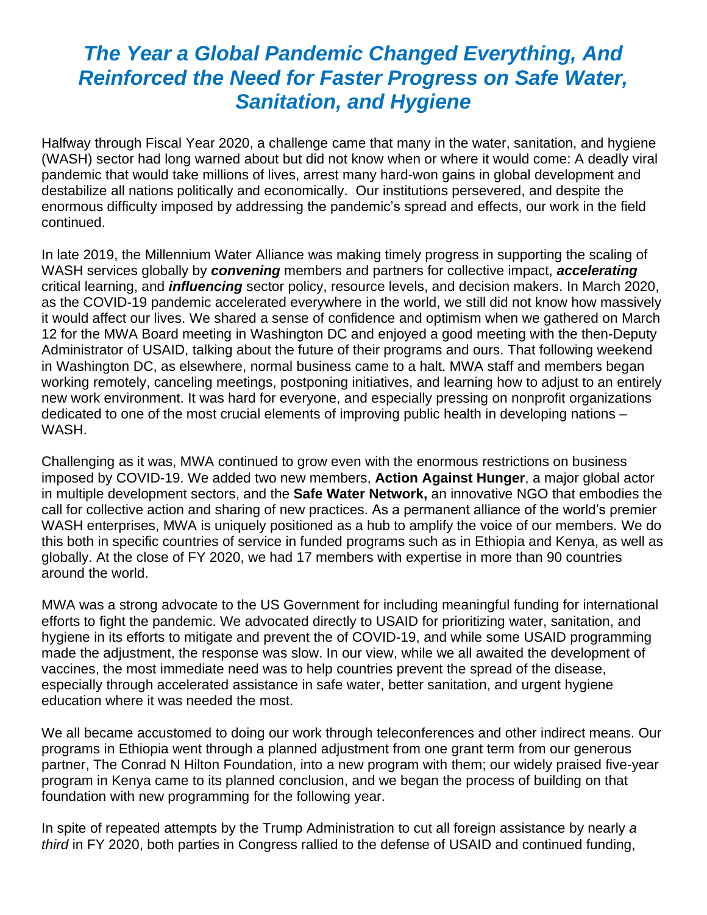# *The Year a Global Pandemic Changed Everything, And Reinforced the Need for Faster Progress on Safe Water, Sanitation, and Hygiene*

Halfway through Fiscal Year 2020, a challenge came that many in the water, sanitation, and hygiene (WASH) sector had long warned about but did not know when or where it would come: A deadly viral pandemic that would take millions of lives, arrest many hard-won gains in global development and destabilize all nations politically and economically. Our institutions persevered, and despite the enormous difficulty imposed by addressing the pandemic's spread and effects, our work in the field continued.

In late 2019, the Millennium Water Alliance was making timely progress in supporting the scaling of WASH services globally by ***convening*** members and partners for collective impact, ***accelerating*** critical learning, and ***influencing*** sector policy, resource levels, and decision makers. In March 2020, as the COVID-19 pandemic accelerated everywhere in the world, we still did not know how massively it would affect our lives. We shared a sense of confidence and optimism when we gathered on March 12 for the MWA Board meeting in Washington DC and enjoyed a good meeting with the then-Deputy Administrator of USAID, talking about the future of their programs and ours. That following weekend in Washington DC, as elsewhere, normal business came to a halt. MWA staff and members began working remotely, canceling meetings, postponing initiatives, and learning how to adjust to an entirely new work environment. It was hard for everyone, and especially pressing on nonprofit organizations dedicated to one of the most crucial elements of improving public health in developing nations – WASH.

Challenging as it was, MWA continued to grow even with the enormous restrictions on business imposed by COVID-19. We added two new members, **Action Against Hunger**, a major global actor in multiple development sectors, and the **Safe Water Network,** an innovative NGO that embodies the call for collective action and sharing of new practices. As a permanent alliance of the world's premier WASH enterprises, MWA is uniquely positioned as a hub to amplify the voice of our members. We do this both in specific countries of service in funded programs such as in Ethiopia and Kenya, as well as globally. At the close of FY 2020, we had 17 members with expertise in more than 90 countries around the world.

MWA was a strong advocate to the US Government for including meaningful funding for international efforts to fight the pandemic. We advocated directly to USAID for prioritizing water, sanitation, and hygiene in its efforts to mitigate and prevent the of COVID-19, and while some USAID programming made the adjustment, the response was slow. In our view, while we all awaited the development of vaccines, the most immediate need was to help countries prevent the spread of the disease, especially through accelerated assistance in safe water, better sanitation, and urgent hygiene education where it was needed the most.

We all became accustomed to doing our work through teleconferences and other indirect means. Our programs in Ethiopia went through a planned adjustment from one grant term from our generous partner, The Conrad N Hilton Foundation, into a new program with them; our widely praised five-year program in Kenya came to its planned conclusion, and we began the process of building on that foundation with new programming for the following year.

In spite of repeated attempts by the Trump Administration to cut all foreign assistance by nearly *a third* in FY 2020, both parties in Congress rallied to the defense of USAID and continued funding,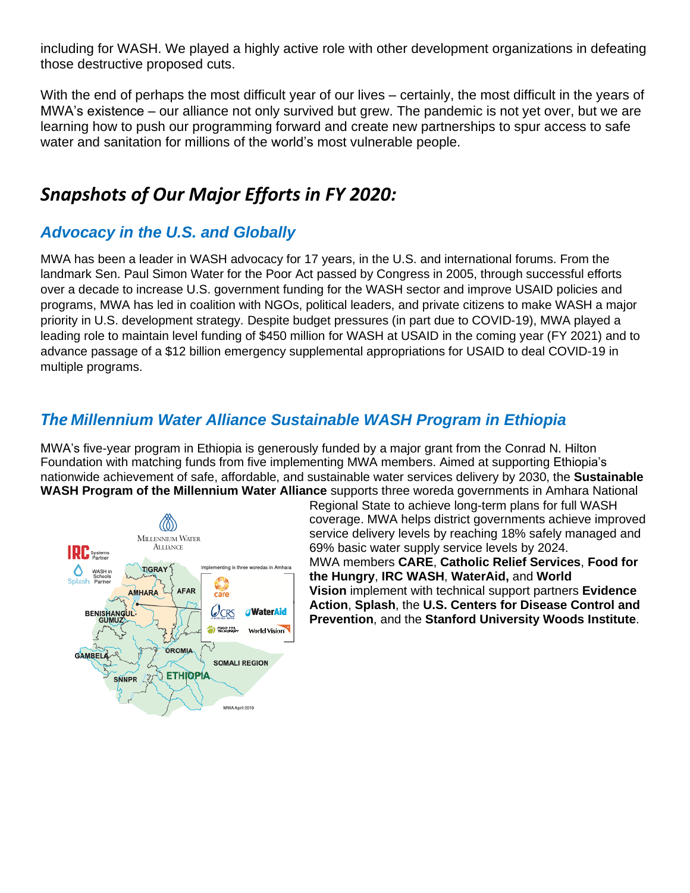including for WASH. We played a highly active role with other development organizations in defeating those destructive proposed cuts.

With the end of perhaps the most difficult year of our lives – certainly, the most difficult in the years of MWA's existence – our alliance not only survived but grew. The pandemic is not yet over, but we are learning how to push our programming forward and create new partnerships to spur access to safe water and sanitation for millions of the world's most vulnerable people.

## *Snapshots of Our Major Efforts in FY 2020:*

### *Advocacy in the U.S. and Globally*

MWA has been a leader in WASH advocacy for 17 years, in the U.S. and international forums. From the landmark Sen. Paul Simon Water for the Poor Act passed by Congress in 2005, through successful efforts over a decade to increase U.S. government funding for the WASH sector and improve USAID policies and programs, MWA has led in coalition with NGOs, political leaders, and private citizens to make WASH a major priority in U.S. development strategy. Despite budget pressures (in part due to COVID-19), MWA played a leading role to maintain level funding of $450 million for WASH at USAID in the coming year (FY 2021) and to advance passage of a $12 billion emergency supplemental appropriations for USAID to deal COVID-19 in multiple programs.

### *The Millennium Water Alliance Sustainable WASH Program in Ethiopia*

MWA's five-year program in Ethiopia is generously funded by a major grant from the Conrad N. Hilton Foundation with matching funds from five implementing MWA members. Aimed at supporting Ethiopia's nationwide achievement of safe, affordable, and sustainable water services delivery by 2030, the **Sustainable WASH Program of the Millennium Water Alliance** supports three woreda governments in Amhara National Regional State to achieve long-term plans for full WASH coverage. MWA helps district governments achieve improved service delivery levels by reaching 18% safely managed and 69% basic water supply service levels by 2024.

MWA members **CARE**, **Catholic Relief Services**, **Food for the Hungry**, **IRC WASH**, **WaterAid,** and **World Vision** implement with technical support partners **Evidence Action**, **Splash**, the **U.S. Centers for Disease Control and Prevention**, and the **Stanford University Woods Institute**.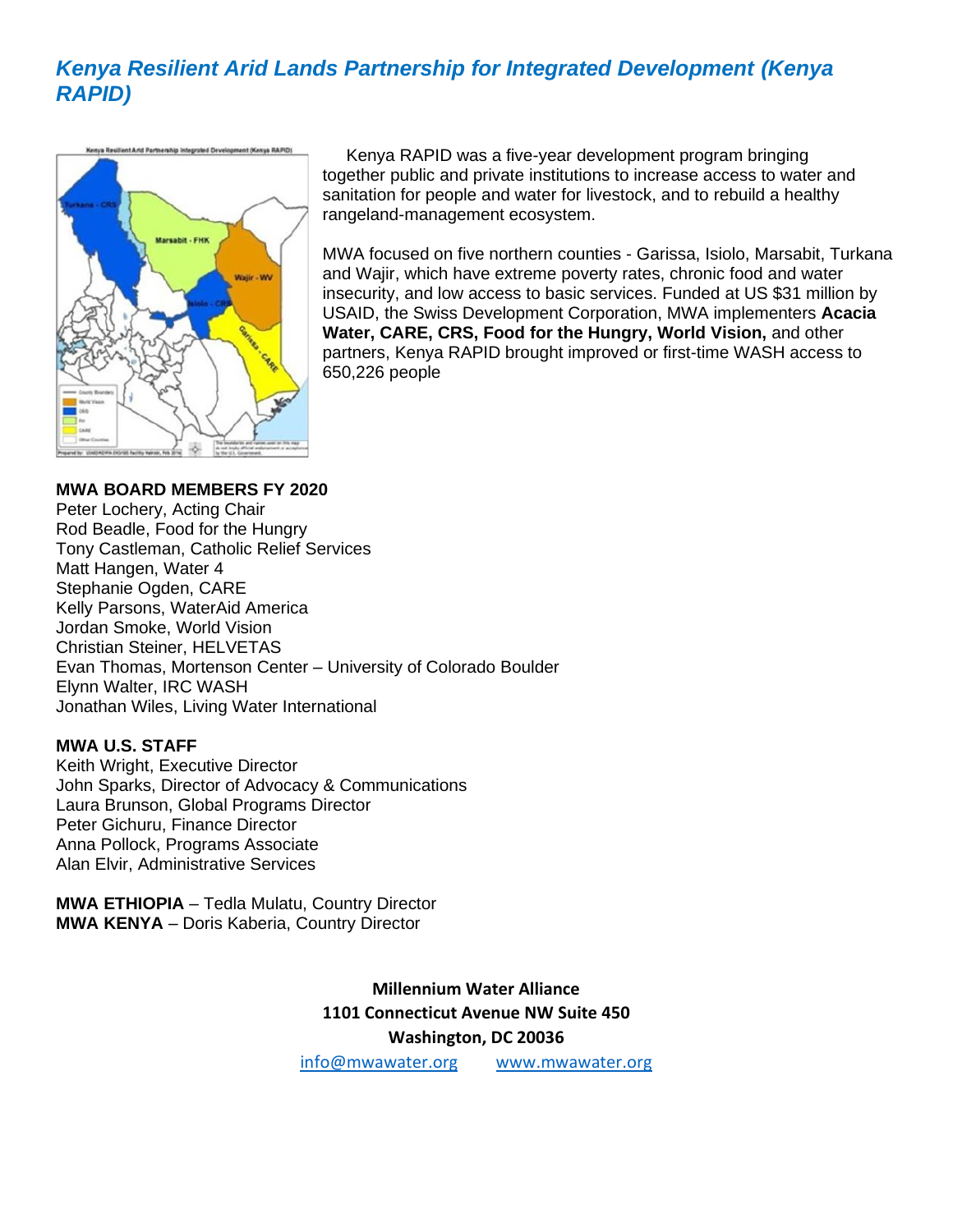## *Kenya Resilient Arid Lands Partnership for Integrated Development (Kenya RAPID)*

Kenya RAPID was a five-year development program bringing together public and private institutions to increase access to water and sanitation for people and water for livestock, and to rebuild a healthy rangeland-management ecosystem.

MWA focused on five northern counties - Garissa, Isiolo, Marsabit, Turkana and Wajir, which have extreme poverty rates, chronic food and water insecurity, and low access to basic services. Funded at US $31 million by USAID, the Swiss Development Corporation, MWA implementers **Acacia Water, CARE, CRS, Food for the Hungry, World Vision,** and other partners, Kenya RAPID brought improved or first-time WASH access to 650,226 people

**MWA BOARD MEMBERS FY 2020**
Peter Lochery, Acting Chair
Rod Beadle, Food for the Hungry
Tony Castleman, Catholic Relief Services
Matt Hangen, Water 4
Stephanie Ogden, CARE
Kelly Parsons, WaterAid America
Jordan Smoke, World Vision
Christian Steiner, HELVETAS
Evan Thomas, Mortenson Center – University of Colorado Boulder
Elynn Walter, IRC WASH
Jonathan Wiles, Living Water International

**MWA U.S. STAFF**
Keith Wright, Executive Director
John Sparks, Director of Advocacy & Communications
Laura Brunson, Global Programs Director
Peter Gichuru, Finance Director
Anna Pollock, Programs Associate
Alan Elvir, Administrative Services

**MWA ETHIOPIA** – Tedla Mulatu, Country Director
**MWA KENYA** – Doris Kaberia, Country Director

**Millennium Water Alliance**
**1101 Connecticut Avenue NW Suite 450**
**Washington, DC 20036**
info@mwawater.org www.mwawater.org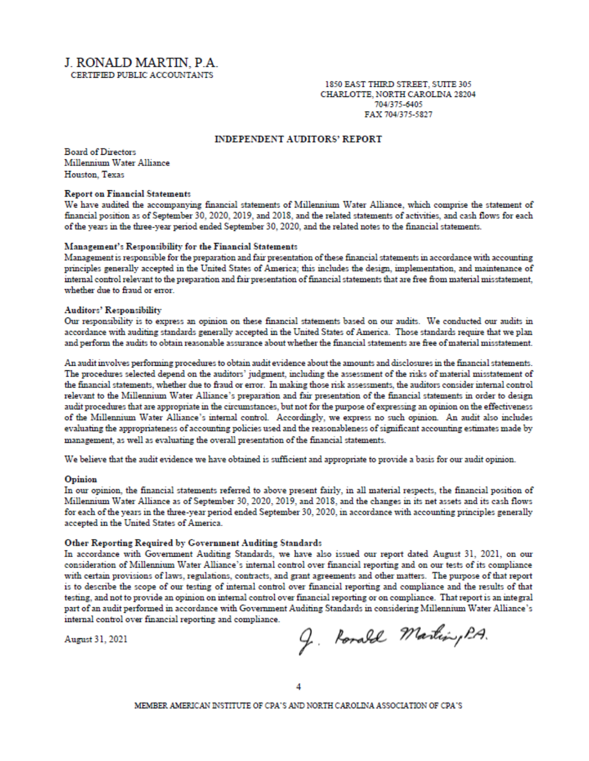# J. RONALD MARTIN, P.A.
CERTIFIED PUBLIC ACCOUNTANTS

1850 EAST THIRD STREET, SUITE 305
CHARLOTTE, NORTH CAROLINA 28204
704/375-6405
FAX 704/375-5827

## INDEPENDENT AUDITORS' REPORT

Board of Directors
Millennium Water Alliance
Houston, Texas

### Report on Financial Statements

We have audited the accompanying financial statements of Millennium Water Alliance, which comprise the statement of financial position as of September 30, 2020, 2019, and 2018, and the related statements of activities, and cash flows for each of the years in the three-year period ended September 30, 2020, and the related notes to the financial statements.

### Management's Responsibility for the Financial Statements

Management is responsible for the preparation and fair presentation of these financial statements in accordance with accounting principles generally accepted in the United States of America; this includes the design, implementation, and maintenance of internal control relevant to the preparation and fair presentation of financial statements that are free from material misstatement, whether due to fraud or error.

### Auditors' Responsibility

Our responsibility is to express an opinion on these financial statements based on our audits. We conducted our audits in accordance with auditing standards generally accepted in the United States of America. Those standards require that we plan and perform the audits to obtain reasonable assurance about whether the financial statements are free of material misstatement.

An audit involves performing procedures to obtain audit evidence about the amounts and disclosures in the financial statements. The procedures selected depend on the auditors' judgment, including the assessment of the risks of material misstatement of the financial statements, whether due to fraud or error. In making those risk assessments, the auditors consider internal control relevant to the Millennium Water Alliance's preparation and fair presentation of the financial statements in order to design audit procedures that are appropriate in the circumstances, but not for the purpose of expressing an opinion on the effectiveness of the Millennium Water Alliance's internal control. Accordingly, we express no such opinion. An audit also includes evaluating the appropriateness of accounting policies used and the reasonableness of significant accounting estimates made by management, as well as evaluating the overall presentation of the financial statements.

We believe that the audit evidence we have obtained is sufficient and appropriate to provide a basis for our audit opinion.

### Opinion

In our opinion, the financial statements referred to above present fairly, in all material respects, the financial position of Millennium Water Alliance as of September 30, 2020, 2019, and 2018, and the changes in its net assets and its cash flows for each of the years in the three-year period ended September 30, 2020, in accordance with accounting principles generally accepted in the United States of America.

### Other Reporting Required by Government Auditing Standards

In accordance with Government Auditing Standards, we have also issued our report dated August 31, 2021, on our consideration of Millennium Water Alliance's internal control over financial reporting and on our tests of its compliance with certain provisions of laws, regulations, contracts, and grant agreements and other matters. The purpose of that report is to describe the scope of our testing of internal control over financial reporting and compliance and the results of that testing, and not to provide an opinion on internal control over financial reporting or on compliance. That report is an integral part of an audit performed in accordance with Government Auditing Standards in considering Millennium Water Alliance's internal control over financial reporting and compliance.

August 31, 2021

J. Ronald Martin, P.A.

MEMBER AMERICAN INSTITUTE OF CPA'S AND NORTH CAROLINA ASSOCIATION OF CPA'S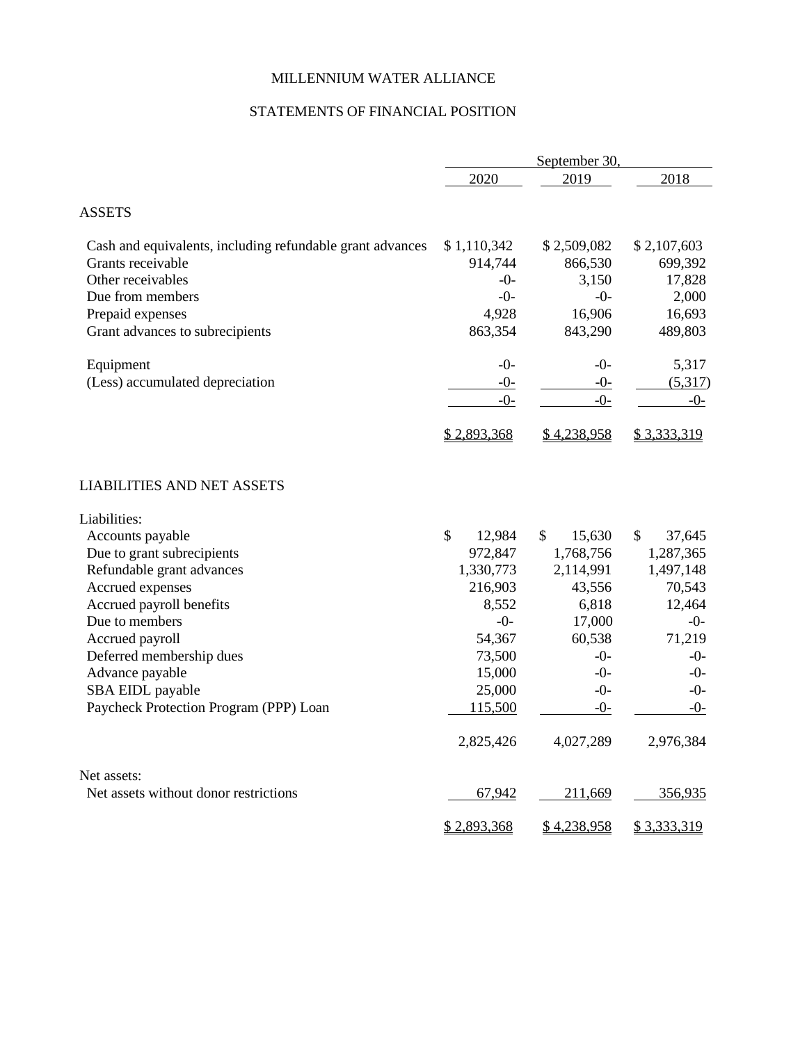# MILLENNIUM WATER ALLIANCE

## STATEMENTS OF FINANCIAL POSITION

| | September 30, | | |
|---|---|---|---|
| | 2020 | 2019 | 2018 |
| **ASSETS** | | | |
| Cash and equivalents, including refundable grant advances | $ 1,110,342 | $ 2,509,082 | $ 2,107,603 |
| Grants receivable | 914,744 | 866,530 | 699,392 |
| Other receivables | -0- | 3,150 | 17,828 |
| Due from members | -0- | -0- | 2,000 |
| Prepaid expenses | 4,928 | 16,906 | 16,693 |
| Grant advances to subrecipients | 863,354 | 843,290 | 489,803 |
| Equipment | -0- | -0- | 5,317 |
| (Less) accumulated depreciation | -0- | -0- | (5,317) |
| | -0- | -0- | -0- |
| | $ 2,893,368 | $ 4,238,958 | $ 3,333,319 |
| **LIABILITIES AND NET ASSETS** | | | |
| Liabilities: | | | |
| Accounts payable | $ 12,984 | $ 15,630 | $ 37,645 |
| Due to grant subrecipients | 972,847 | 1,768,756 | 1,287,365 |
| Refundable grant advances | 1,330,773 | 2,114,991 | 1,497,148 |
| Accrued expenses | 216,903 | 43,556 | 70,543 |
| Accrued payroll benefits | 8,552 | 6,818 | 12,464 |
| Due to members | -0- | 17,000 | -0- |
| Accrued payroll | 54,367 | 60,538 | 71,219 |
| Deferred membership dues | 73,500 | -0- | -0- |
| Advance payable | 15,000 | -0- | -0- |
| SBA EIDL payable | 25,000 | -0- | -0- |
| Paycheck Protection Program (PPP) Loan | 115,500 | -0- | -0- |
| | 2,825,426 | 4,027,289 | 2,976,384 |
| Net assets: | | | |
| Net assets without donor restrictions | 67,942 | 211,669 | 356,935 |
| | $ 2,893,368 | $ 4,238,958 | $ 3,333,319 |